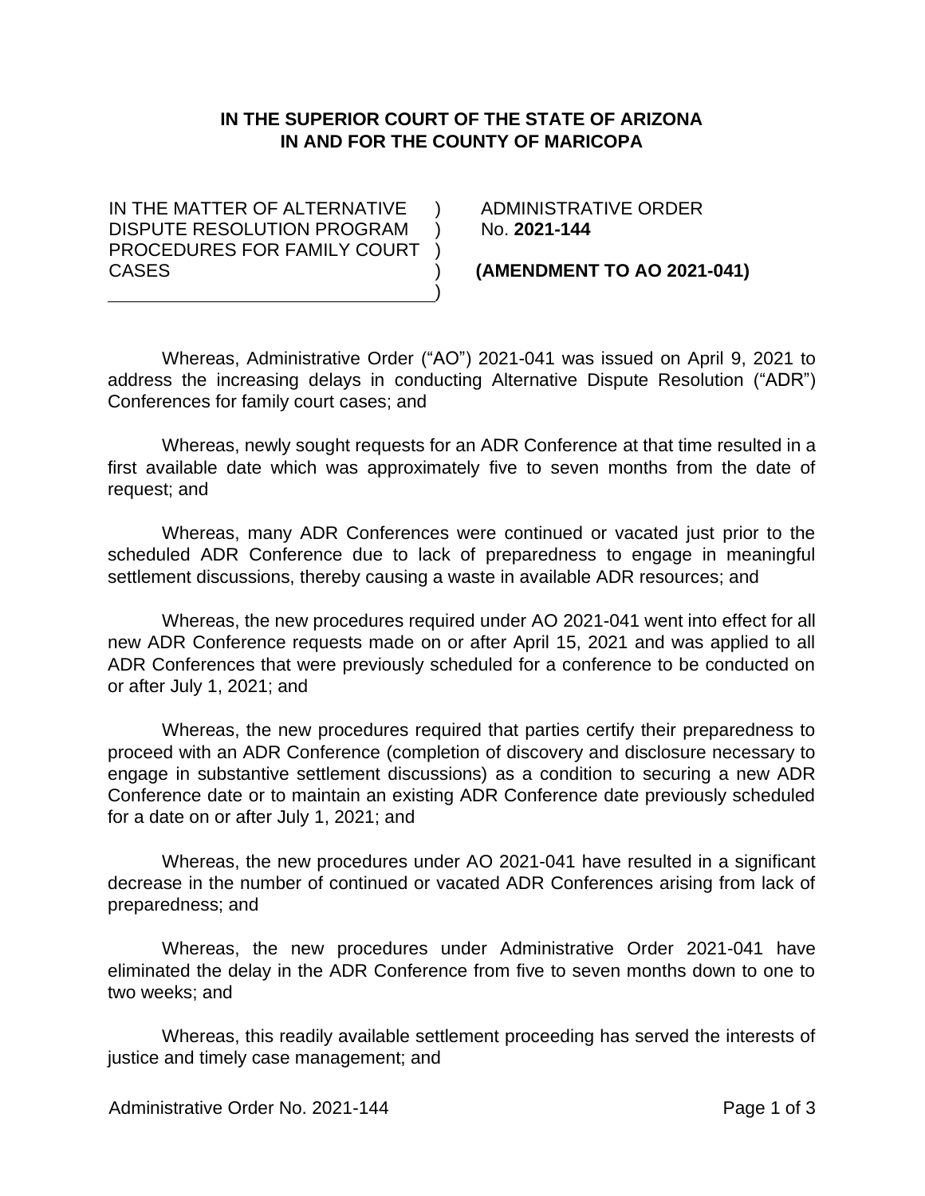**IN THE SUPERIOR COURT OF THE STATE OF ARIZONA**
**IN AND FOR THE COUNTY OF MARICOPA**

IN THE MATTER OF ALTERNATIVE DISPUTE RESOLUTION PROGRAM PROCEDURES FOR FAMILY COURT CASES

ADMINISTRATIVE ORDER
No. **2021-144**

**(AMENDMENT TO AO 2021-041)**

Whereas, Administrative Order ("AO") 2021-041 was issued on April 9, 2021 to address the increasing delays in conducting Alternative Dispute Resolution ("ADR") Conferences for family court cases; and

Whereas, newly sought requests for an ADR Conference at that time resulted in a first available date which was approximately five to seven months from the date of request; and

Whereas, many ADR Conferences were continued or vacated just prior to the scheduled ADR Conference due to lack of preparedness to engage in meaningful settlement discussions, thereby causing a waste in available ADR resources; and

Whereas, the new procedures required under AO 2021-041 went into effect for all new ADR Conference requests made on or after April 15, 2021 and was applied to all ADR Conferences that were previously scheduled for a conference to be conducted on or after July 1, 2021; and

Whereas, the new procedures required that parties certify their preparedness to proceed with an ADR Conference (completion of discovery and disclosure necessary to engage in substantive settlement discussions) as a condition to securing a new ADR Conference date or to maintain an existing ADR Conference date previously scheduled for a date on or after July 1, 2021; and

Whereas, the new procedures under AO 2021-041 have resulted in a significant decrease in the number of continued or vacated ADR Conferences arising from lack of preparedness; and

Whereas, the new procedures under Administrative Order 2021-041 have eliminated the delay in the ADR Conference from five to seven months down to one to two weeks; and

Whereas, this readily available settlement proceeding has served the interests of justice and timely case management; and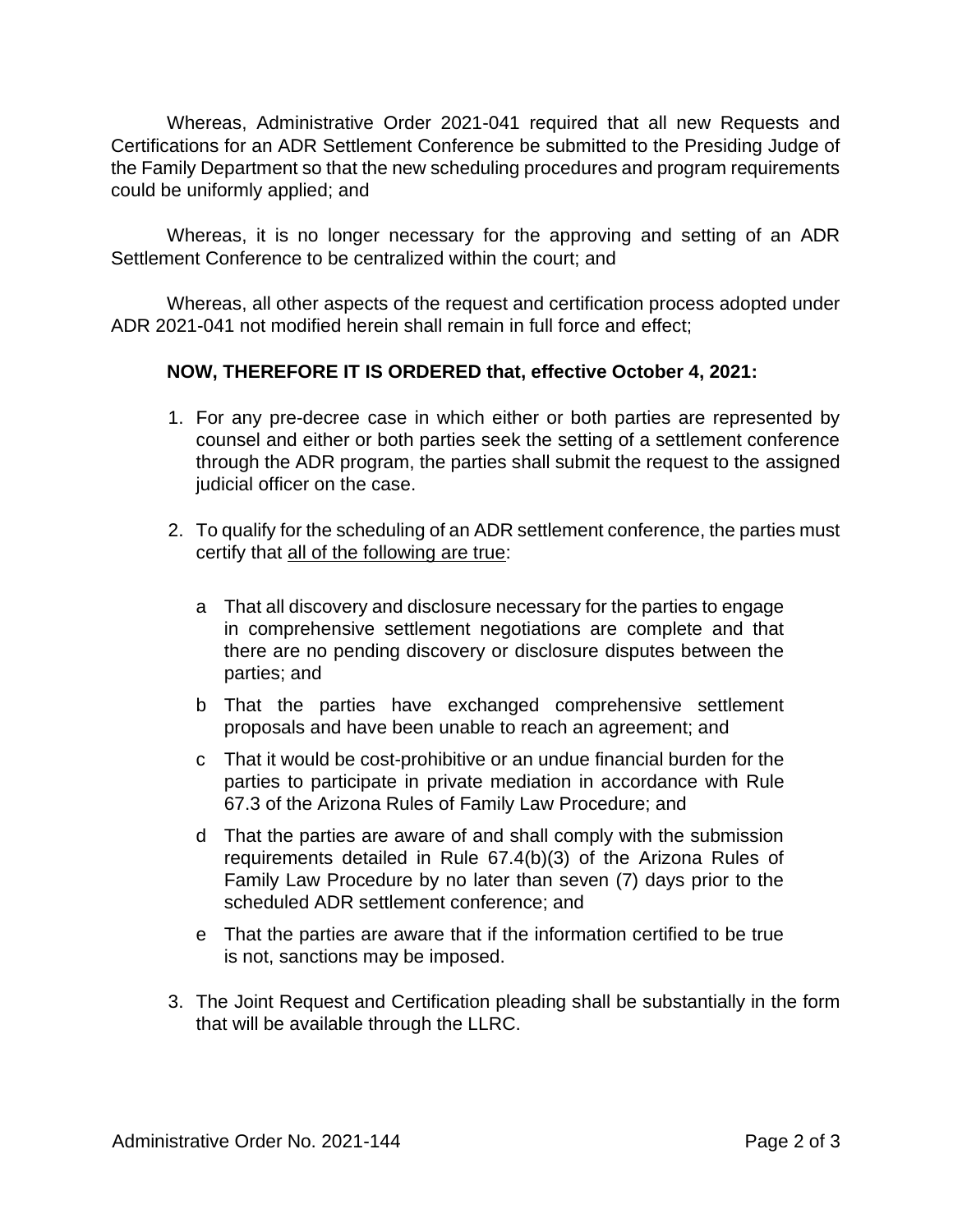Whereas, Administrative Order 2021-041 required that all new Requests and Certifications for an ADR Settlement Conference be submitted to the Presiding Judge of the Family Department so that the new scheduling procedures and program requirements could be uniformly applied; and

Whereas, it is no longer necessary for the approving and setting of an ADR Settlement Conference to be centralized within the court; and

Whereas, all other aspects of the request and certification process adopted under ADR 2021-041 not modified herein shall remain in full force and effect;

**NOW, THEREFORE IT IS ORDERED that, effective October 4, 2021:**

1. For any pre-decree case in which either or both parties are represented by counsel and either or both parties seek the setting of a settlement conference through the ADR program, the parties shall submit the request to the assigned judicial officer on the case.

2. To qualify for the scheduling of an ADR settlement conference, the parties must certify that <u>all of the following are true</u>:

   a That all discovery and disclosure necessary for the parties to engage in comprehensive settlement negotiations are complete and that there are no pending discovery or disclosure disputes between the parties; and

   b That the parties have exchanged comprehensive settlement proposals and have been unable to reach an agreement; and

   c That it would be cost-prohibitive or an undue financial burden for the parties to participate in private mediation in accordance with Rule 67.3 of the Arizona Rules of Family Law Procedure; and

   d That the parties are aware of and shall comply with the submission requirements detailed in Rule 67.4(b)(3) of the Arizona Rules of Family Law Procedure by no later than seven (7) days prior to the scheduled ADR settlement conference; and

   e That the parties are aware that if the information certified to be true is not, sanctions may be imposed.

3. The Joint Request and Certification pleading shall be substantially in the form that will be available through the LLRC.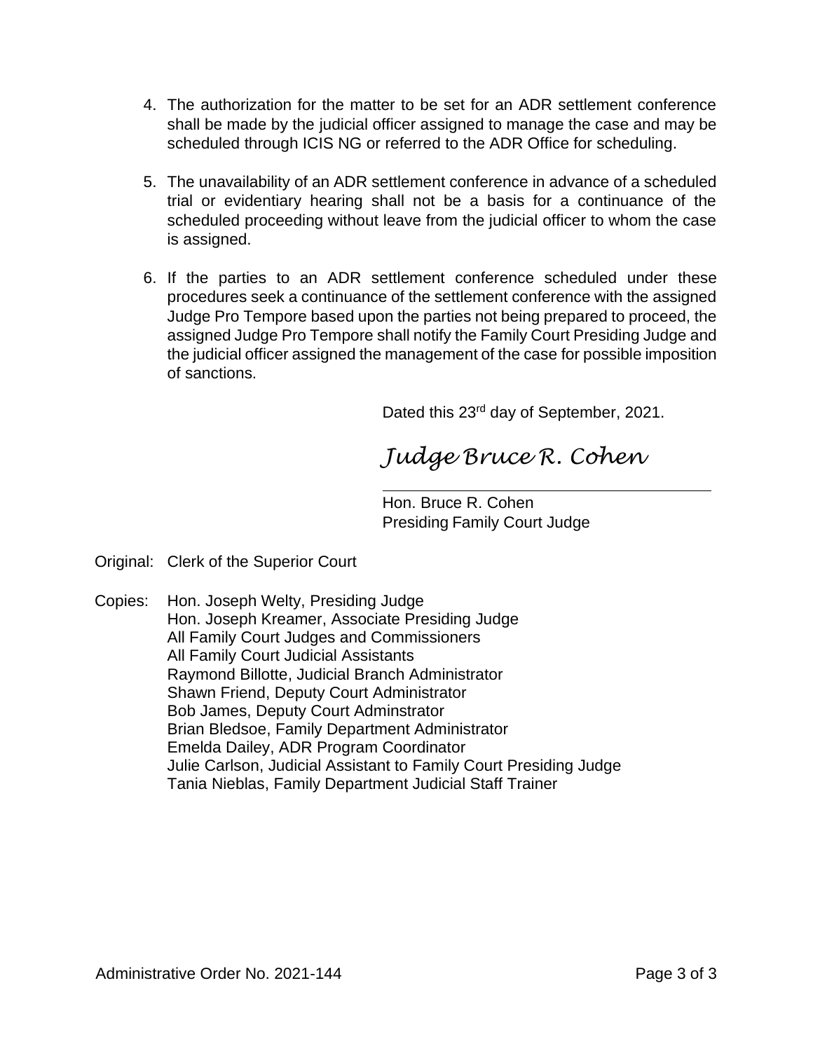4. The authorization for the matter to be set for an ADR settlement conference shall be made by the judicial officer assigned to manage the case and may be scheduled through ICIS NG or referred to the ADR Office for scheduling.

5. The unavailability of an ADR settlement conference in advance of a scheduled trial or evidentiary hearing shall not be a basis for a continuance of the scheduled proceeding without leave from the judicial officer to whom the case is assigned.

6. If the parties to an ADR settlement conference scheduled under these procedures seek a continuance of the settlement conference with the assigned Judge Pro Tempore based upon the parties not being prepared to proceed, the assigned Judge Pro Tempore shall notify the Family Court Presiding Judge and the judicial officer assigned the management of the case for possible imposition of sanctions.

Dated this 23rd day of September, 2021.

*Judge Bruce R. Cohen*

Hon. Bruce R. Cohen
Presiding Family Court Judge

Original: Clerk of the Superior Court

Copies: Hon. Joseph Welty, Presiding Judge
Hon. Joseph Kreamer, Associate Presiding Judge
All Family Court Judges and Commissioners
All Family Court Judicial Assistants
Raymond Billotte, Judicial Branch Administrator
Shawn Friend, Deputy Court Administrator
Bob James, Deputy Court Adminstrator
Brian Bledsoe, Family Department Administrator
Emelda Dailey, ADR Program Coordinator
Julie Carlson, Judicial Assistant to Family Court Presiding Judge
Tania Nieblas, Family Department Judicial Staff Trainer

Administrative Order No. 2021-144